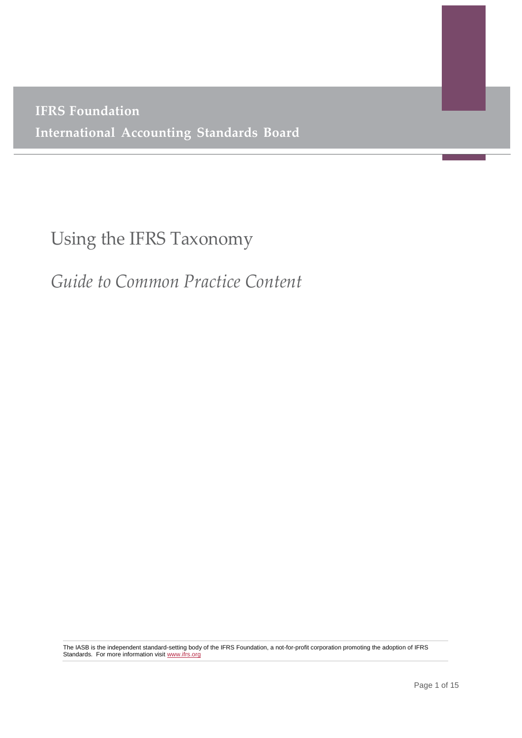**IFRS Foundation**

**International Accounting Standards Board**

# Using the IFRS Taxonomy

## *Guide to Common Practice Content*

The IASB is the independent standard-setting body of the IFRS Foundation, a not-for-profit corporation promoting the adoption of IFRS Standards. For more information visit www.ifrs.org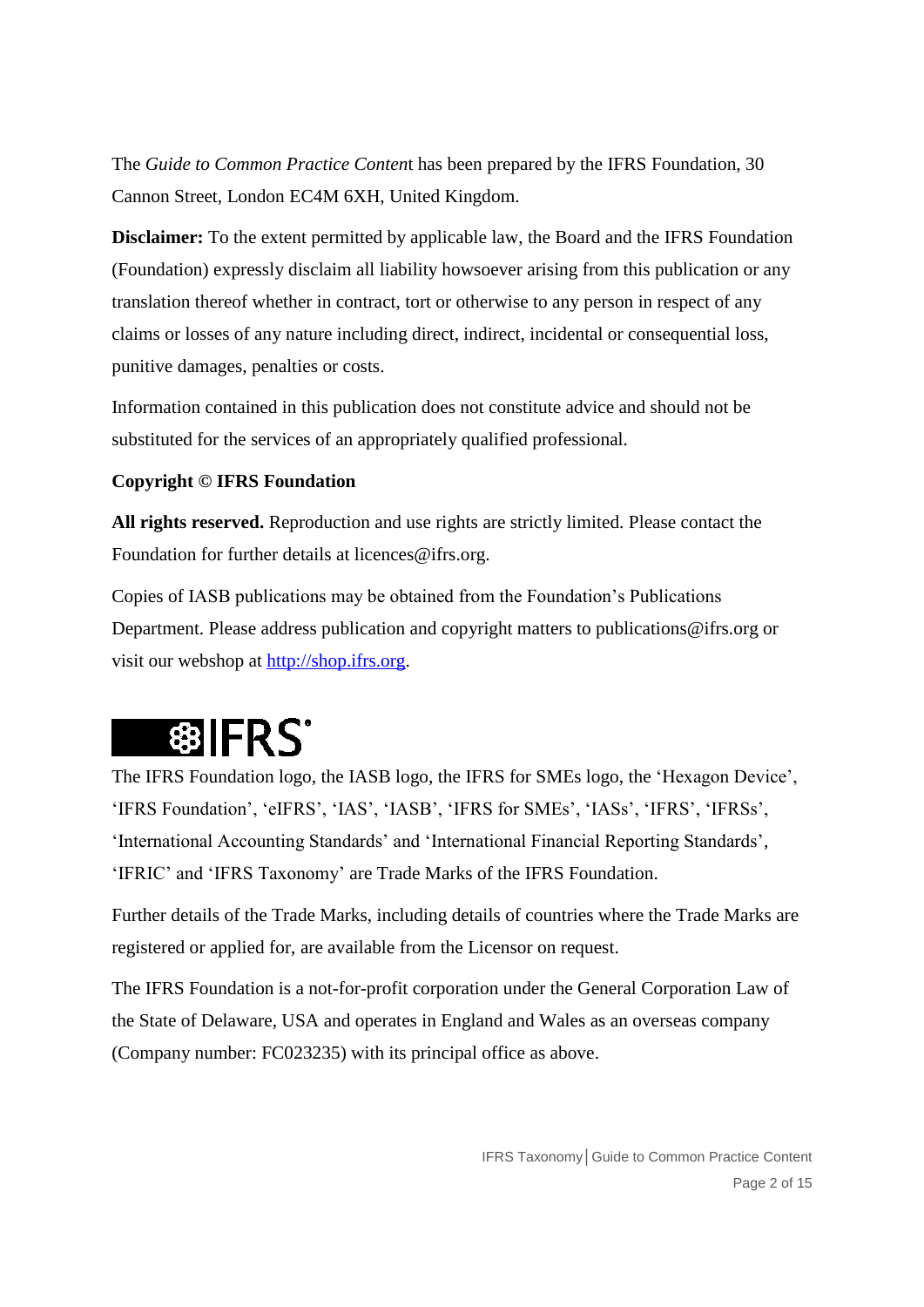The *Guide to Common Practice Conten*t has been prepared by the IFRS Foundation, 30 Cannon Street, London EC4M 6XH, United Kingdom.

**Disclaimer:** To the extent permitted by applicable law, the Board and the IFRS Foundation (Foundation) expressly disclaim all liability howsoever arising from this publication or any translation thereof whether in contract, tort or otherwise to any person in respect of any claims or losses of any nature including direct, indirect, incidental or consequential loss, punitive damages, penalties or costs.

Information contained in this publication does not constitute advice and should not be substituted for the services of an appropriately qualified professional.

**Copyright © IFRS Foundation**

**All rights reserved.** Reproduction and use rights are strictly limited. Please contact the Foundation for further details at licences@ifrs.org.

Copies of IASB publications may be obtained from the Foundation's Publications Department. Please address publication and copyright matters to publications@ifrs.org or visit our webshop at http://shop.ifrs.org.

IFRS

The IFRS Foundation logo, the IASB logo, the IFRS for SMEs logo, the 'Hexagon Device', 'IFRS Foundation', 'eIFRS', 'IAS', 'IASB', 'IFRS for SMEs', 'IASs', 'IFRS', 'IFRSs', 'International Accounting Standards' and 'International Financial Reporting Standards', 'IFRIC' and 'IFRS Taxonomy' are Trade Marks of the IFRS Foundation.

Further details of the Trade Marks, including details of countries where the Trade Marks are registered or applied for, are available from the Licensor on request.

The IFRS Foundation is a not-for-profit corporation under the General Corporation Law of the State of Delaware, USA and operates in England and Wales as an overseas company (Company number: FC023235) with its principal office as above.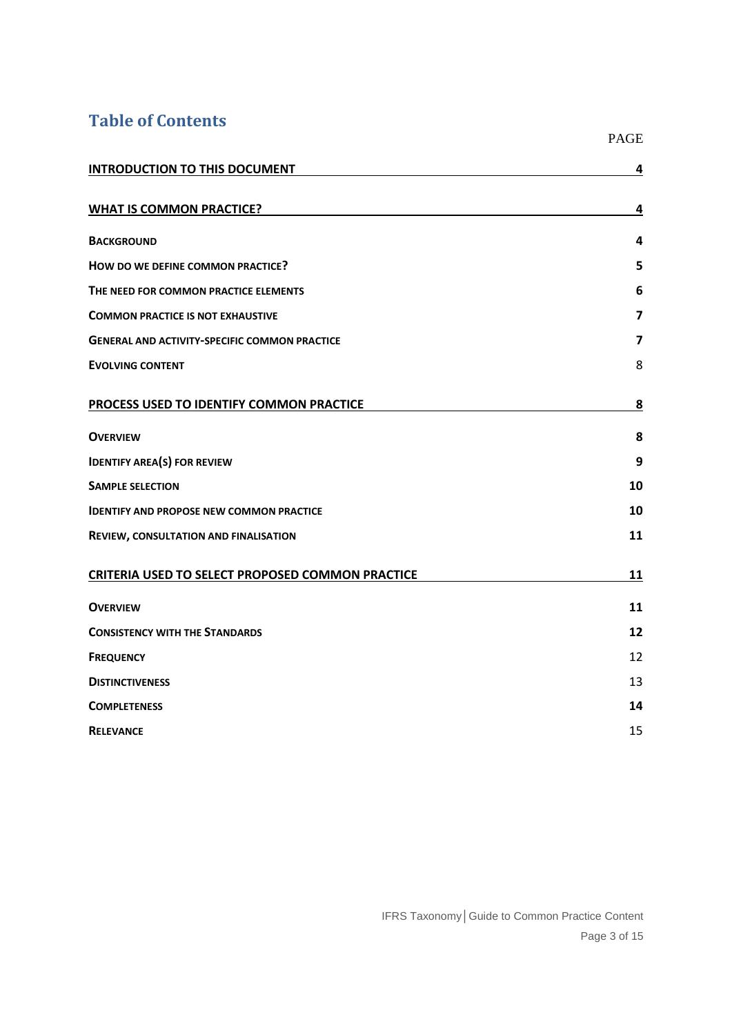# Table of Contents

| | PAGE |
|---|---|
| **INTRODUCTION TO THIS DOCUMENT** | **4** |
| **WHAT IS COMMON PRACTICE?** | **4** |
| **BACKGROUND** | **4** |
| **HOW DO WE DEFINE COMMON PRACTICE?** | **5** |
| **THE NEED FOR COMMON PRACTICE ELEMENTS** | **6** |
| **COMMON PRACTICE IS NOT EXHAUSTIVE** | **7** |
| **GENERAL AND ACTIVITY-SPECIFIC COMMON PRACTICE** | **7** |
| **EVOLVING CONTENT** | 8 |
| **PROCESS USED TO IDENTIFY COMMON PRACTICE** | **8** |
| **OVERVIEW** | **8** |
| **IDENTIFY AREA(S) FOR REVIEW** | **9** |
| **SAMPLE SELECTION** | **10** |
| **IDENTIFY AND PROPOSE NEW COMMON PRACTICE** | **10** |
| **REVIEW, CONSULTATION AND FINALISATION** | **11** |
| **CRITERIA USED TO SELECT PROPOSED COMMON PRACTICE** | **11** |
| **OVERVIEW** | **11** |
| **CONSISTENCY WITH THE STANDARDS** | **12** |
| **FREQUENCY** | 12 |
| **DISTINCTIVENESS** | 13 |
| **COMPLETENESS** | **14** |
| **RELEVANCE** | 15 |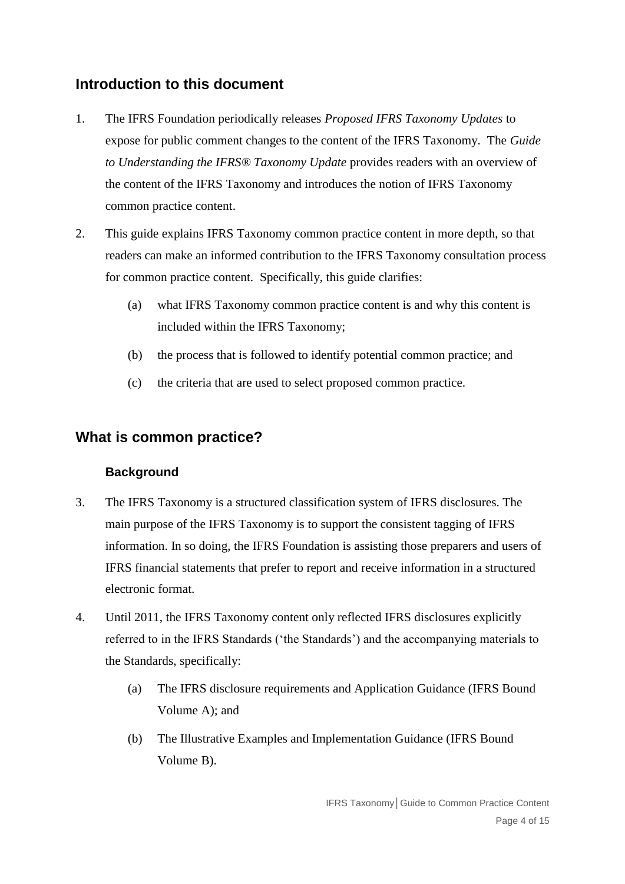## Introduction to this document

1. The IFRS Foundation periodically releases *Proposed IFRS Taxonomy Updates* to expose for public comment changes to the content of the IFRS Taxonomy. The *Guide to Understanding the IFRS® Taxonomy Update* provides readers with an overview of the content of the IFRS Taxonomy and introduces the notion of IFRS Taxonomy common practice content.

2. This guide explains IFRS Taxonomy common practice content in more depth, so that readers can make an informed contribution to the IFRS Taxonomy consultation process for common practice content. Specifically, this guide clarifies:

   (a) what IFRS Taxonomy common practice content is and why this content is included within the IFRS Taxonomy;

   (b) the process that is followed to identify potential common practice; and

   (c) the criteria that are used to select proposed common practice.

## What is common practice?

### Background

3. The IFRS Taxonomy is a structured classification system of IFRS disclosures. The main purpose of the IFRS Taxonomy is to support the consistent tagging of IFRS information. In so doing, the IFRS Foundation is assisting those preparers and users of IFRS financial statements that prefer to report and receive information in a structured electronic format.

4. Until 2011, the IFRS Taxonomy content only reflected IFRS disclosures explicitly referred to in the IFRS Standards ('the Standards') and the accompanying materials to the Standards, specifically:

   (a) The IFRS disclosure requirements and Application Guidance (IFRS Bound Volume A); and

   (b) The Illustrative Examples and Implementation Guidance (IFRS Bound Volume B).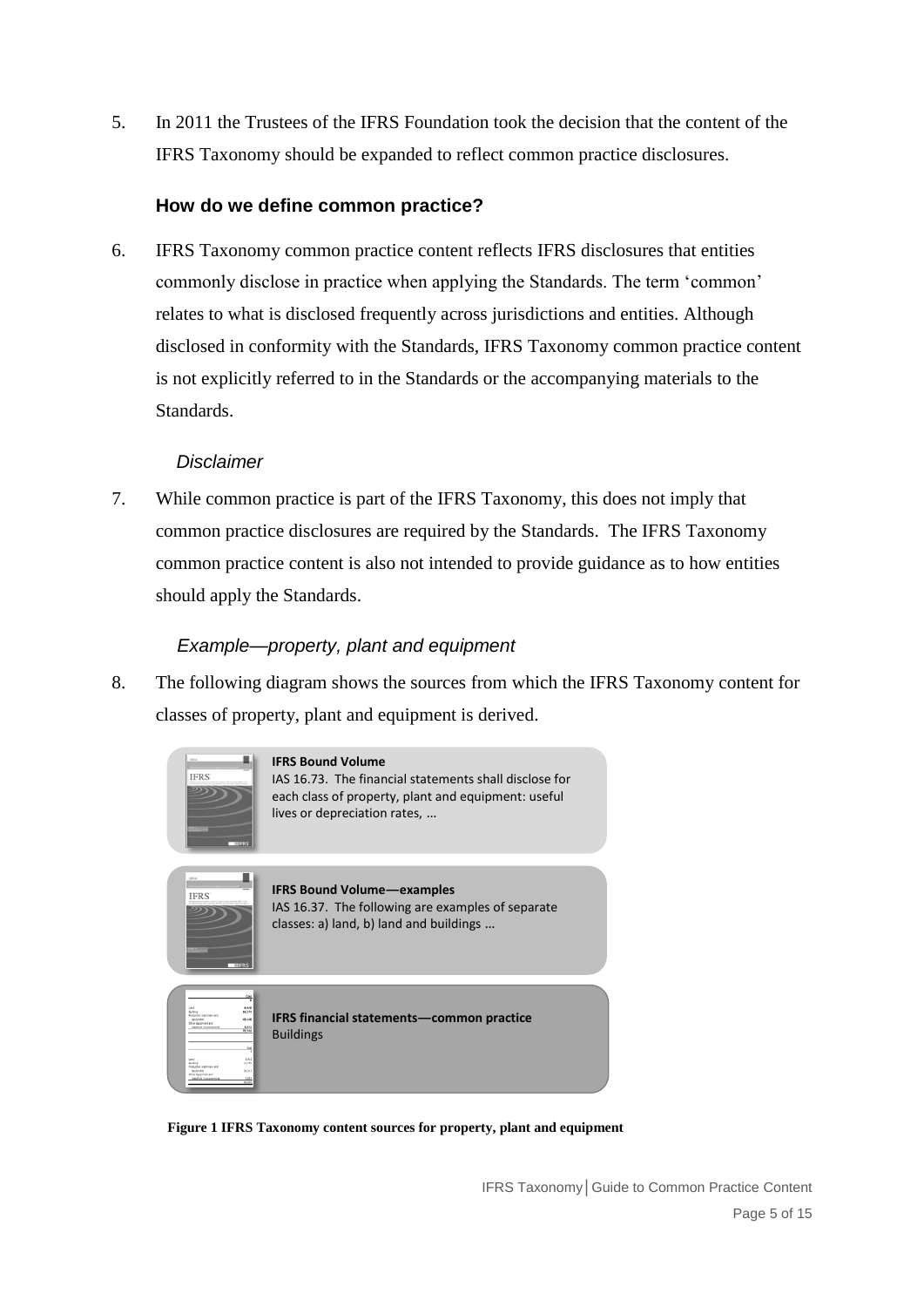5. In 2011 the Trustees of the IFRS Foundation took the decision that the content of the IFRS Taxonomy should be expanded to reflect common practice disclosures.

### How do we define common practice?

6. IFRS Taxonomy common practice content reflects IFRS disclosures that entities commonly disclose in practice when applying the Standards. The term 'common' relates to what is disclosed frequently across jurisdictions and entities. Although disclosed in conformity with the Standards, IFRS Taxonomy common practice content is not explicitly referred to in the Standards or the accompanying materials to the Standards.

#### *Disclaimer*

7. While common practice is part of the IFRS Taxonomy, this does not imply that common practice disclosures are required by the Standards. The IFRS Taxonomy common practice content is also not intended to provide guidance as to how entities should apply the Standards.

#### *Example—property, plant and equipment*

8. The following diagram shows the sources from which the IFRS Taxonomy content for classes of property, plant and equipment is derived.

**IFRS Bound Volume**
IAS 16.73. The financial statements shall disclose for each class of property, plant and equipment: useful lives or depreciation rates, …

**IFRS Bound Volume—examples**
IAS 16.37. The following are examples of separate classes: a) land, b) land and buildings …

**IFRS financial statements—common practice**
Buildings

**Figure 1 IFRS Taxonomy content sources for property, plant and equipment**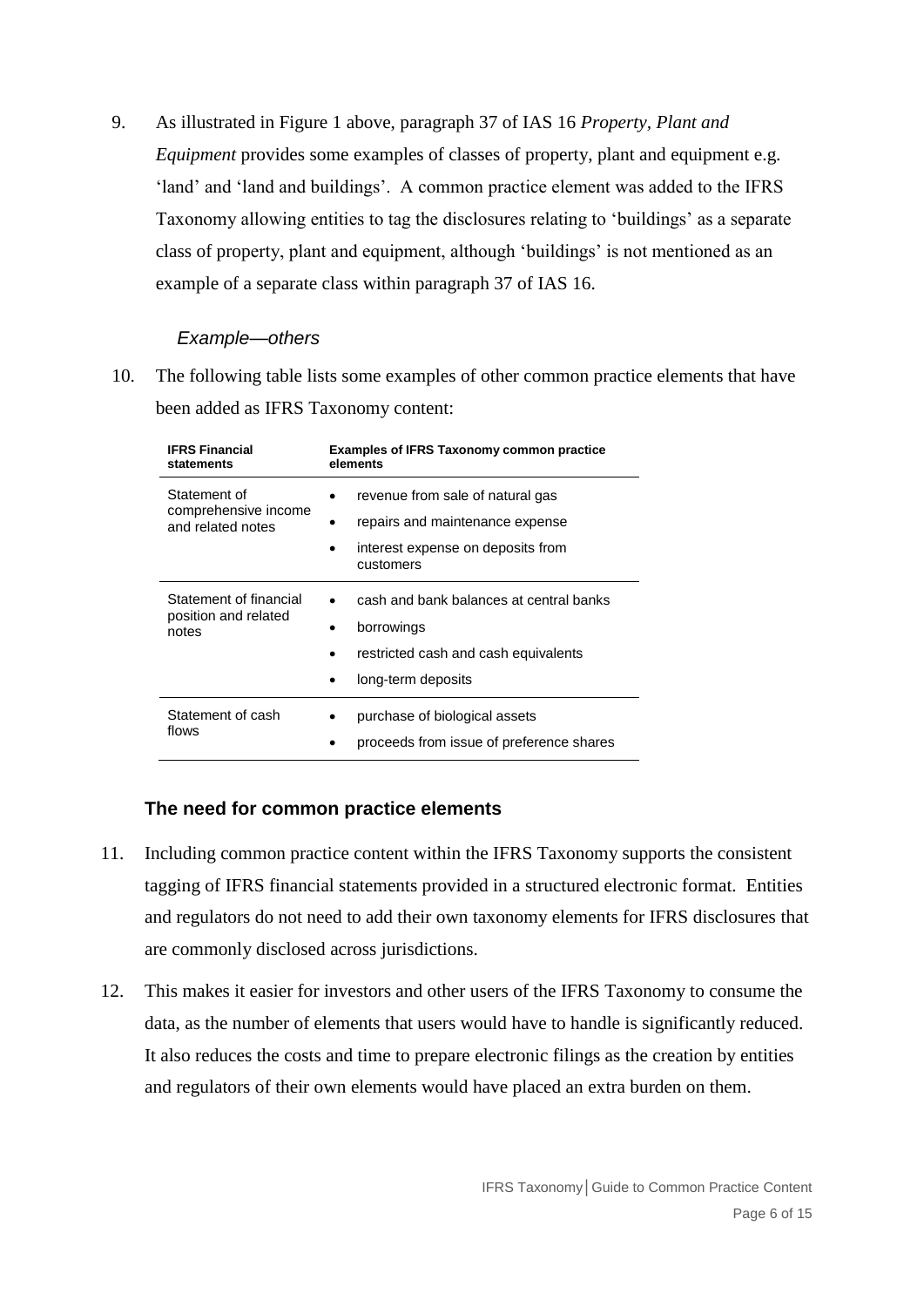9. As illustrated in Figure 1 above, paragraph 37 of IAS 16 *Property, Plant and Equipment* provides some examples of classes of property, plant and equipment e.g. 'land' and 'land and buildings'. A common practice element was added to the IFRS Taxonomy allowing entities to tag the disclosures relating to 'buildings' as a separate class of property, plant and equipment, although 'buildings' is not mentioned as an example of a separate class within paragraph 37 of IAS 16.

### *Example—others*

10. The following table lists some examples of other common practice elements that have been added as IFRS Taxonomy content:

| IFRS Financial statements | Examples of IFRS Taxonomy common practice elements |
|---|---|
| Statement of comprehensive income and related notes | • revenue from sale of natural gas<br>• repairs and maintenance expense<br>• interest expense on deposits from customers |
| Statement of financial position and related notes | • cash and bank balances at central banks<br>• borrowings<br>• restricted cash and cash equivalents<br>• long-term deposits |
| Statement of cash flows | • purchase of biological assets<br>• proceeds from issue of preference shares |

## The need for common practice elements

11. Including common practice content within the IFRS Taxonomy supports the consistent tagging of IFRS financial statements provided in a structured electronic format. Entities and regulators do not need to add their own taxonomy elements for IFRS disclosures that are commonly disclosed across jurisdictions.

12. This makes it easier for investors and other users of the IFRS Taxonomy to consume the data, as the number of elements that users would have to handle is significantly reduced. It also reduces the costs and time to prepare electronic filings as the creation by entities and regulators of their own elements would have placed an extra burden on them.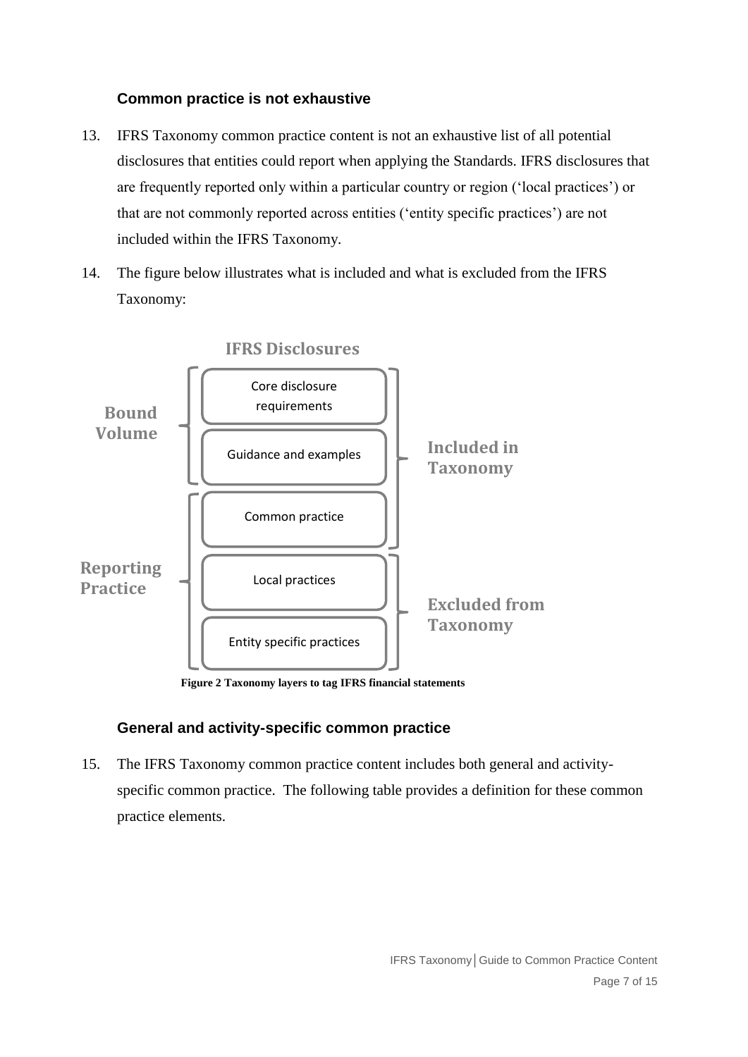### Common practice is not exhaustive

13. IFRS Taxonomy common practice content is not an exhaustive list of all potential disclosures that entities could report when applying the Standards. IFRS disclosures that are frequently reported only within a particular country or region ('local practices') or that are not commonly reported across entities ('entity specific practices') are not included within the IFRS Taxonomy.

14. The figure below illustrates what is included and what is excluded from the IFRS Taxonomy:

**IFRS Disclosures**

| | IFRS Disclosures | |
|---|---|---|
| Bound Volume | Core disclosure requirements | Included in Taxonomy |
| Bound Volume | Guidance and examples | Included in Taxonomy |
| Reporting Practice | Common practice | Included in Taxonomy |
| Reporting Practice | Local practices | Excluded from Taxonomy |
| Reporting Practice | Entity specific practices | Excluded from Taxonomy |

**Figure 2 Taxonomy layers to tag IFRS financial statements**

### General and activity-specific common practice

15. The IFRS Taxonomy common practice content includes both general and activity-specific common practice. The following table provides a definition for these common practice elements.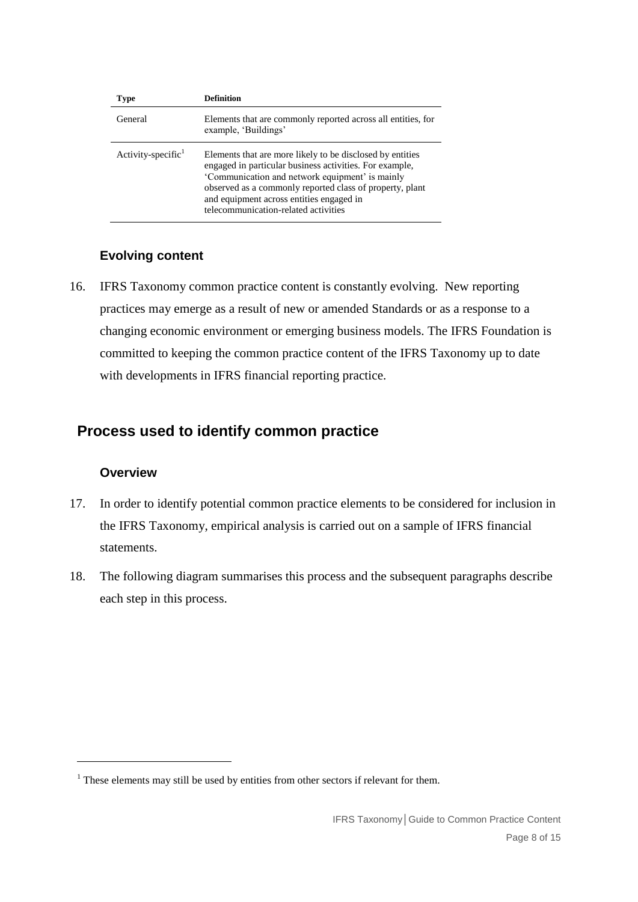| Type | Definition |
| --- | --- |
| General | Elements that are commonly reported across all entities, for example, 'Buildings' |
| Activity-specific[1] | Elements that are more likely to be disclosed by entities engaged in particular business activities. For example, 'Communication and network equipment' is mainly observed as a commonly reported class of property, plant and equipment across entities engaged in telecommunication-related activities |

### Evolving content

16. IFRS Taxonomy common practice content is constantly evolving. New reporting practices may emerge as a result of new or amended Standards or as a response to a changing economic environment or emerging business models. The IFRS Foundation is committed to keeping the common practice content of the IFRS Taxonomy up to date with developments in IFRS financial reporting practice.

## Process used to identify common practice

### Overview

17. In order to identify potential common practice elements to be considered for inclusion in the IFRS Taxonomy, empirical analysis is carried out on a sample of IFRS financial statements.

18. The following diagram summarises this process and the subsequent paragraphs describe each step in this process.

[1] These elements may still be used by entities from other sectors if relevant for them.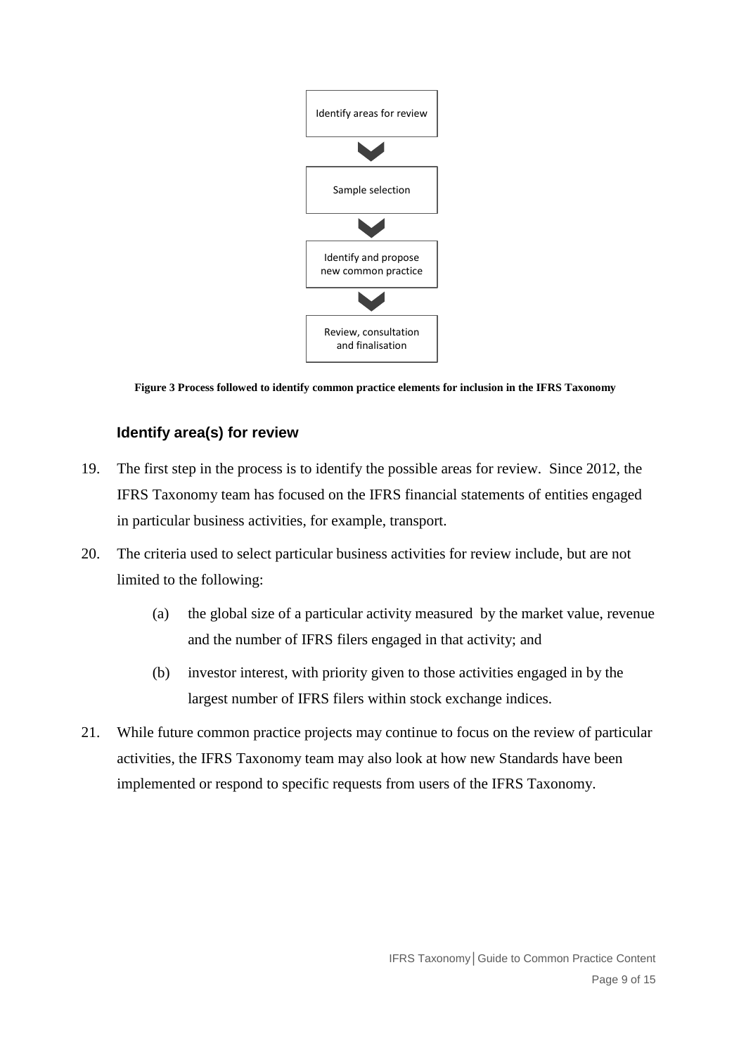Identify areas for review

Sample selection

Identify and propose new common practice

Review, consultation and finalisation

**Figure 3 Process followed to identify common practice elements for inclusion in the IFRS Taxonomy**

### Identify area(s) for review

19. The first step in the process is to identify the possible areas for review. Since 2012, the IFRS Taxonomy team has focused on the IFRS financial statements of entities engaged in particular business activities, for example, transport.

20. The criteria used to select particular business activities for review include, but are not limited to the following:

    (a) the global size of a particular activity measured by the market value, revenue and the number of IFRS filers engaged in that activity; and

    (b) investor interest, with priority given to those activities engaged in by the largest number of IFRS filers within stock exchange indices.

21. While future common practice projects may continue to focus on the review of particular activities, the IFRS Taxonomy team may also look at how new Standards have been implemented or respond to specific requests from users of the IFRS Taxonomy.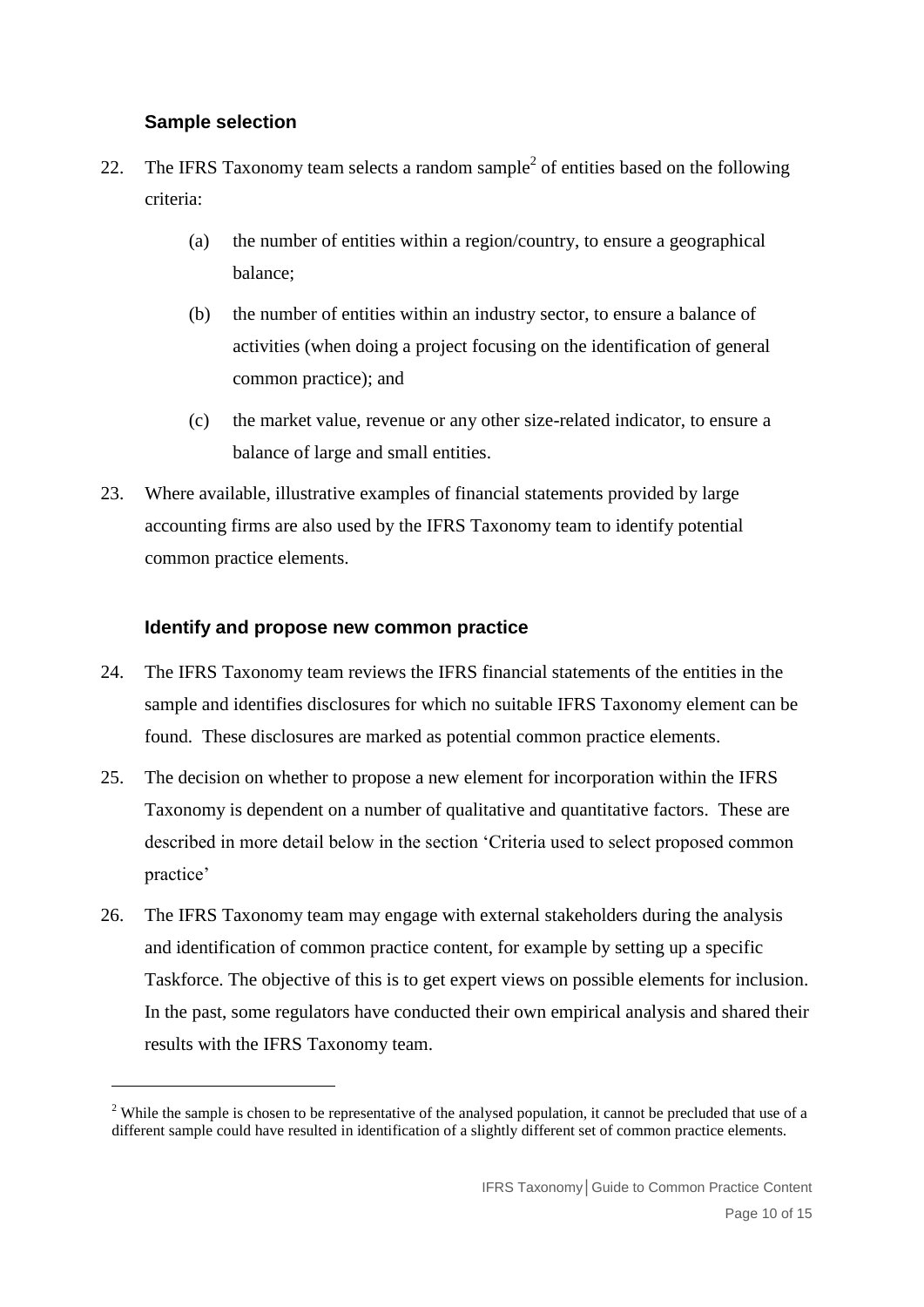### Sample selection

22. The IFRS Taxonomy team selects a random sample[2] of entities based on the following criteria:

    (a) the number of entities within a region/country, to ensure a geographical balance;

    (b) the number of entities within an industry sector, to ensure a balance of activities (when doing a project focusing on the identification of general common practice); and

    (c) the market value, revenue or any other size-related indicator, to ensure a balance of large and small entities.

23. Where available, illustrative examples of financial statements provided by large accounting firms are also used by the IFRS Taxonomy team to identify potential common practice elements.

### Identify and propose new common practice

24. The IFRS Taxonomy team reviews the IFRS financial statements of the entities in the sample and identifies disclosures for which no suitable IFRS Taxonomy element can be found. These disclosures are marked as potential common practice elements.

25. The decision on whether to propose a new element for incorporation within the IFRS Taxonomy is dependent on a number of qualitative and quantitative factors. These are described in more detail below in the section 'Criteria used to select proposed common practice'

26. The IFRS Taxonomy team may engage with external stakeholders during the analysis and identification of common practice content, for example by setting up a specific Taskforce. The objective of this is to get expert views on possible elements for inclusion. In the past, some regulators have conducted their own empirical analysis and shared their results with the IFRS Taxonomy team.

---

[2] While the sample is chosen to be representative of the analysed population, it cannot be precluded that use of a different sample could have resulted in identification of a slightly different set of common practice elements.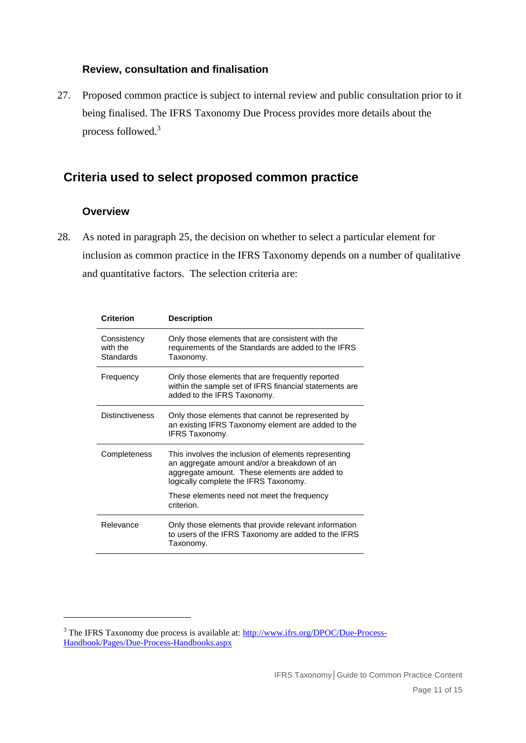### Review, consultation and finalisation

27. Proposed common practice is subject to internal review and public consultation prior to it being finalised. The IFRS Taxonomy Due Process provides more details about the process followed.[3]

## Criteria used to select proposed common practice

### Overview

28. As noted in paragraph 25, the decision on whether to select a particular element for inclusion as common practice in the IFRS Taxonomy depends on a number of qualitative and quantitative factors. The selection criteria are:

| Criterion | Description |
|---|---|
| Consistency with the Standards | Only those elements that are consistent with the requirements of the Standards are added to the IFRS Taxonomy. |
| Frequency | Only those elements that are frequently reported within the sample set of IFRS financial statements are added to the IFRS Taxonomy. |
| Distinctiveness | Only those elements that cannot be represented by an existing IFRS Taxonomy element are added to the IFRS Taxonomy. |
| Completeness | This involves the inclusion of elements representing an aggregate amount and/or a breakdown of an aggregate amount. These elements are added to logically complete the IFRS Taxonomy.<br><br>These elements need not meet the frequency criterion. |
| Relevance | Only those elements that provide relevant information to users of the IFRS Taxonomy are added to the IFRS Taxonomy. |

[3] The IFRS Taxonomy due process is available at: http://www.ifrs.org/DPOC/Due-Process-Handbook/Pages/Due-Process-Handbooks.aspx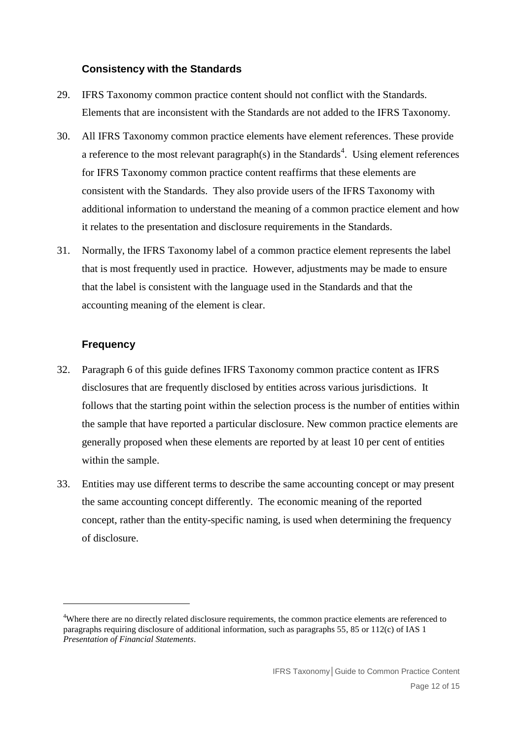### Consistency with the Standards

29. IFRS Taxonomy common practice content should not conflict with the Standards. Elements that are inconsistent with the Standards are not added to the IFRS Taxonomy.

30. All IFRS Taxonomy common practice elements have element references. These provide a reference to the most relevant paragraph(s) in the Standards[4]. Using element references for IFRS Taxonomy common practice content reaffirms that these elements are consistent with the Standards. They also provide users of the IFRS Taxonomy with additional information to understand the meaning of a common practice element and how it relates to the presentation and disclosure requirements in the Standards.

31. Normally, the IFRS Taxonomy label of a common practice element represents the label that is most frequently used in practice. However, adjustments may be made to ensure that the label is consistent with the language used in the Standards and that the accounting meaning of the element is clear.

### Frequency

32. Paragraph 6 of this guide defines IFRS Taxonomy common practice content as IFRS disclosures that are frequently disclosed by entities across various jurisdictions. It follows that the starting point within the selection process is the number of entities within the sample that have reported a particular disclosure. New common practice elements are generally proposed when these elements are reported by at least 10 per cent of entities within the sample.

33. Entities may use different terms to describe the same accounting concept or may present the same accounting concept differently. The economic meaning of the reported concept, rather than the entity-specific naming, is used when determining the frequency of disclosure.

---

[4] Where there are no directly related disclosure requirements, the common practice elements are referenced to paragraphs requiring disclosure of additional information, such as paragraphs 55, 85 or 112(c) of IAS 1 *Presentation of Financial Statements*.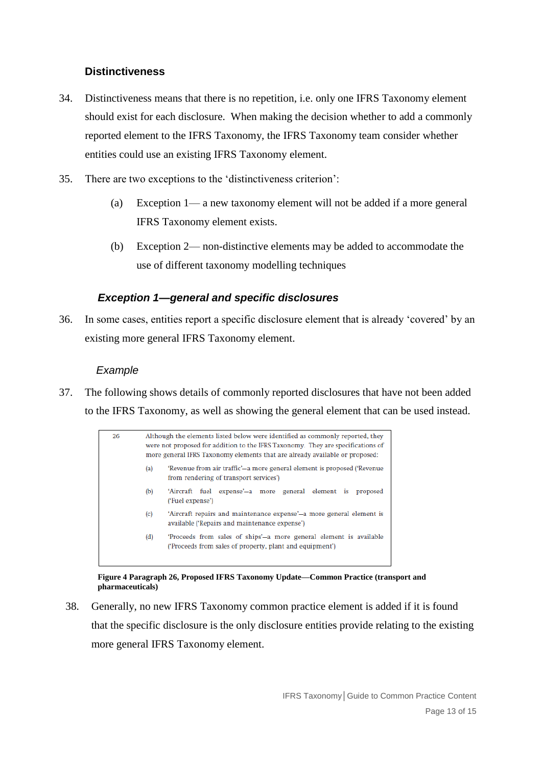### Distinctiveness

34. Distinctiveness means that there is no repetition, i.e. only one IFRS Taxonomy element should exist for each disclosure. When making the decision whether to add a commonly reported element to the IFRS Taxonomy, the IFRS Taxonomy team consider whether entities could use an existing IFRS Taxonomy element.

35. There are two exceptions to the 'distinctiveness criterion':

    (a) Exception 1— a new taxonomy element will not be added if a more general IFRS Taxonomy element exists.

    (b) Exception 2— non-distinctive elements may be added to accommodate the use of different taxonomy modelling techniques

#### *Exception 1—general and specific disclosures*

36. In some cases, entities report a specific disclosure element that is already 'covered' by an existing more general IFRS Taxonomy element.

*Example*

37. The following shows details of commonly reported disclosures that have not been added to the IFRS Taxonomy, as well as showing the general element that can be used instead.

> 26 Although the elements listed below were identified as commonly reported, they were not proposed for addition to the IFRS Taxonomy. They are specifications of more general IFRS Taxonomy elements that are already available or proposed:
>
> (a) 'Revenue from air traffic'—a more general element is proposed ('Revenue from rendering of transport services')
>
> (b) 'Aircraft fuel expense'—a more general element is proposed ('Fuel expense')
>
> (c) 'Aircraft repairs and maintenance expense'—a more general element is available ('Repairs and maintenance expense')
>
> (d) 'Proceeds from sales of ships'—a more general element is available ('Proceeds from sales of property, plant and equipment')

**Figure 4 Paragraph 26, Proposed IFRS Taxonomy Update—Common Practice (transport and pharmaceuticals)**

38. Generally, no new IFRS Taxonomy common practice element is added if it is found that the specific disclosure is the only disclosure entities provide relating to the existing more general IFRS Taxonomy element.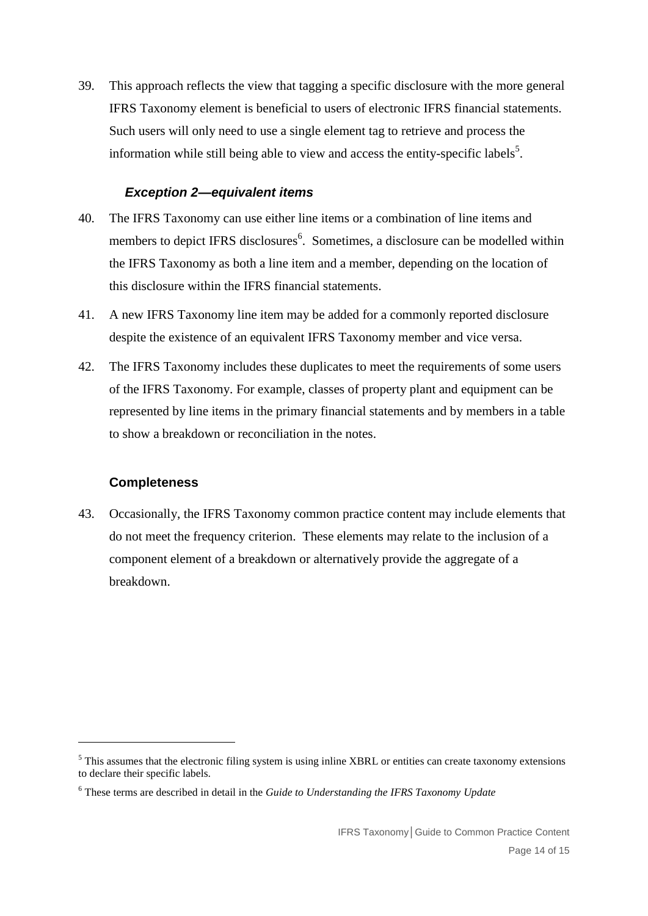39. This approach reflects the view that tagging a specific disclosure with the more general IFRS Taxonomy element is beneficial to users of electronic IFRS financial statements. Such users will only need to use a single element tag to retrieve and process the information while still being able to view and access the entity-specific labels[5].

### *Exception 2—equivalent items*

40. The IFRS Taxonomy can use either line items or a combination of line items and members to depict IFRS disclosures[6]. Sometimes, a disclosure can be modelled within the IFRS Taxonomy as both a line item and a member, depending on the location of this disclosure within the IFRS financial statements.

41. A new IFRS Taxonomy line item may be added for a commonly reported disclosure despite the existence of an equivalent IFRS Taxonomy member and vice versa.

42. The IFRS Taxonomy includes these duplicates to meet the requirements of some users of the IFRS Taxonomy. For example, classes of property plant and equipment can be represented by line items in the primary financial statements and by members in a table to show a breakdown or reconciliation in the notes.

## Completeness

43. Occasionally, the IFRS Taxonomy common practice content may include elements that do not meet the frequency criterion. These elements may relate to the inclusion of a component element of a breakdown or alternatively provide the aggregate of a breakdown.

---

[5] This assumes that the electronic filing system is using inline XBRL or entities can create taxonomy extensions to declare their specific labels.

[6] These terms are described in detail in the *Guide to Understanding the IFRS Taxonomy Update*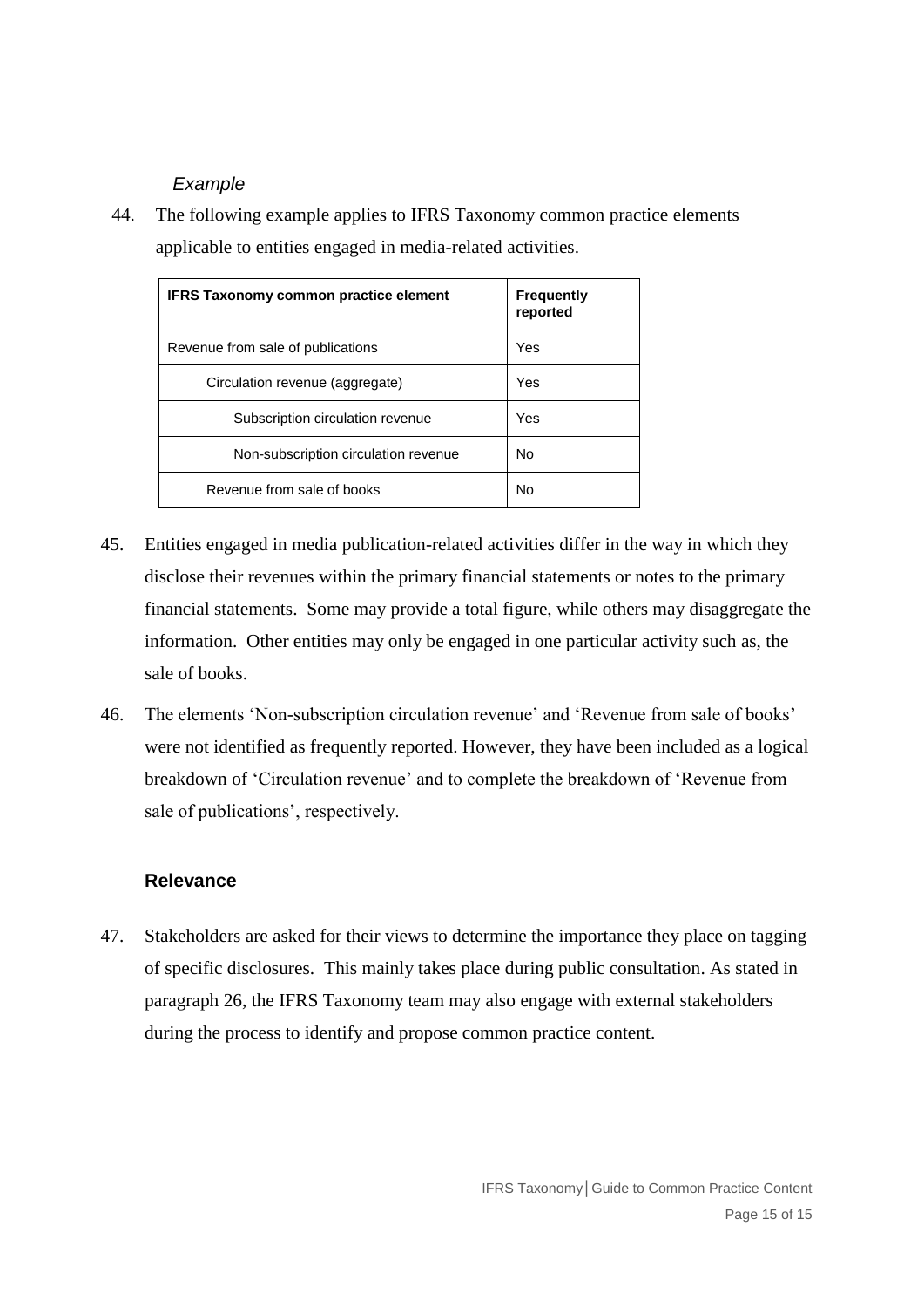*Example*

44. The following example applies to IFRS Taxonomy common practice elements applicable to entities engaged in media-related activities.

| IFRS Taxonomy common practice element | Frequently reported |
|---|---|
| Revenue from sale of publications | Yes |
| Circulation revenue (aggregate) | Yes |
| Subscription circulation revenue | Yes |
| Non-subscription circulation revenue | No |
| Revenue from sale of books | No |

45. Entities engaged in media publication-related activities differ in the way in which they disclose their revenues within the primary financial statements or notes to the primary financial statements. Some may provide a total figure, while others may disaggregate the information. Other entities may only be engaged in one particular activity such as, the sale of books.

46. The elements 'Non-subscription circulation revenue' and 'Revenue from sale of books' were not identified as frequently reported. However, they have been included as a logical breakdown of 'Circulation revenue' and to complete the breakdown of 'Revenue from sale of publications', respectively.

### Relevance

47. Stakeholders are asked for their views to determine the importance they place on tagging of specific disclosures. This mainly takes place during public consultation. As stated in paragraph 26, the IFRS Taxonomy team may also engage with external stakeholders during the process to identify and propose common practice content.